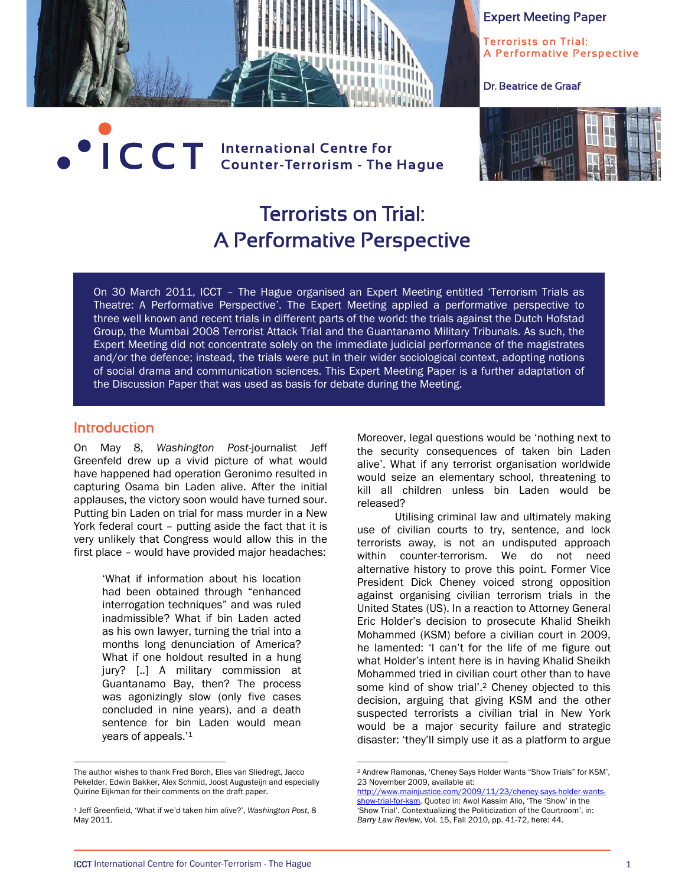Expert Meeting Paper

Terrorists on Trial: A Performative Perspective

Dr. Beatrice de Graaf

ICCT International Centre for Counter-Terrorism - The Hague

# Terrorists on Trial: A Performative Perspective

On 30 March 2011, ICCT – The Hague organised an Expert Meeting entitled 'Terrorism Trials as Theatre: A Performative Perspective'. The Expert Meeting applied a performative perspective to three well known and recent trials in different parts of the world: the trials against the Dutch Hofstad Group, the Mumbai 2008 Terrorist Attack Trial and the Guantanamo Military Tribunals. As such, the Expert Meeting did not concentrate solely on the immediate judicial performance of the magistrates and/or the defence; instead, the trials were put in their wider sociological context, adopting notions of social drama and communication sciences. This Expert Meeting Paper is a further adaptation of the Discussion Paper that was used as basis for debate during the Meeting.

## Introduction

On May 8, *Washington Post*-journalist Jeff Greenfeld drew up a vivid picture of what would have happened had operation Geronimo resulted in capturing Osama bin Laden alive. After the initial applauses, the victory soon would have turned sour. Putting bin Laden on trial for mass murder in a New York federal court – putting aside the fact that it is very unlikely that Congress would allow this in the first place – would have provided major headaches:

> 'What if information about his location had been obtained through "enhanced interrogation techniques" and was ruled inadmissible? What if bin Laden acted as his own lawyer, turning the trial into a months long denunciation of America? What if one holdout resulted in a hung jury? [..] A military commission at Guantanamo Bay, then? The process was agonizingly slow (only five cases concluded in nine years), and a death sentence for bin Laden would mean years of appeals.'[1]

Moreover, legal questions would be 'nothing next to the security consequences of taken bin Laden alive'. What if any terrorist organisation worldwide would seize an elementary school, threatening to kill all children unless bin Laden would be released?

Utilising criminal law and ultimately making use of civilian courts to try, sentence, and lock terrorists away, is not an undisputed approach within counter-terrorism. We do not need alternative history to prove this point. Former Vice President Dick Cheney voiced strong opposition against organising civilian terrorism trials in the United States (US). In a reaction to Attorney General Eric Holder's decision to prosecute Khalid Sheikh Mohammed (KSM) before a civilian court in 2009, he lamented: 'I can't for the life of me figure out what Holder's intent here is in having Khalid Sheikh Mohammed tried in civilian court other than to have some kind of show trial'.[2] Cheney objected to this decision, arguing that giving KSM and the other suspected terrorists a civilian trial in New York would be a major security failure and strategic disaster: 'they'll simply use it as a platform to argue

---

The author wishes to thank Fred Borch, Elies van Sliedregt, Jacco Pekelder, Edwin Bakker, Alex Schmid, Joost Augusteijn and especially Quirine Eijkman for their comments on the draft paper.

[1] Jeff Greenfield, 'What if we'd taken him alive?', *Washington Post*, 8 May 2011.

[2] Andrew Ramonas, 'Cheney Says Holder Wants "Show Trials" for KSM', 23 November 2009, available at: http://www.mainjustice.com/2009/11/23/cheney-says-holder-wants-show-trial-for-ksm. Quoted in: Awol Kassim Allo, 'The 'Show' in the 'Show Trial'. Contextualizing the Politicization of the Courtroom', in: *Barry Law Review*, Vol. 15, Fall 2010, pp. 41-72, here: 44.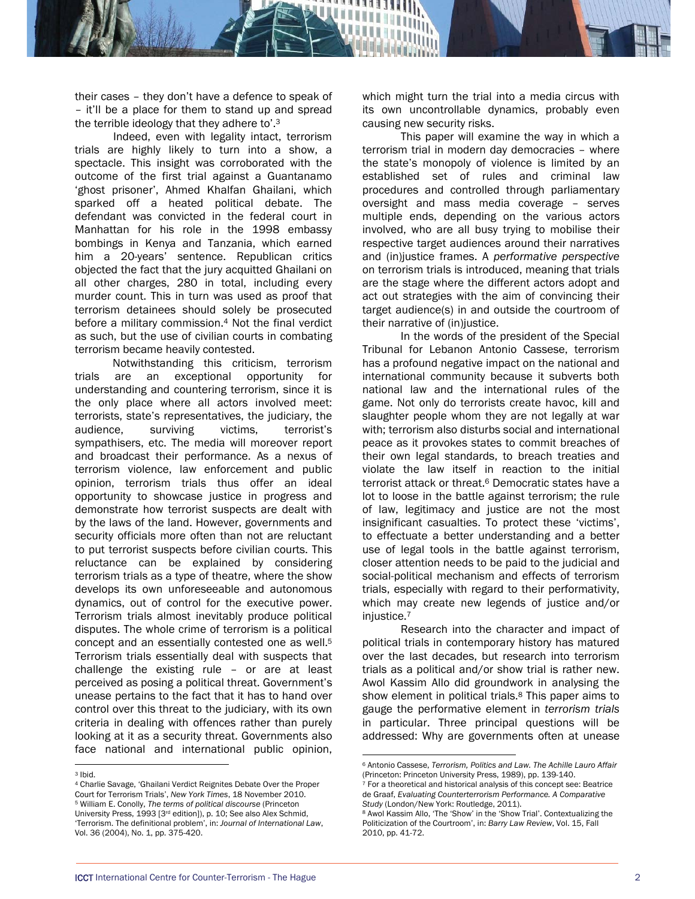their cases – they don't have a defence to speak of – it'll be a place for them to stand up and spread the terrible ideology that they adhere to'.[3]

Indeed, even with legality intact, terrorism trials are highly likely to turn into a show, a spectacle. This insight was corroborated with the outcome of the first trial against a Guantanamo 'ghost prisoner', Ahmed Khalfan Ghailani, which sparked off a heated political debate. The defendant was convicted in the federal court in Manhattan for his role in the 1998 embassy bombings in Kenya and Tanzania, which earned him a 20-years' sentence. Republican critics objected the fact that the jury acquitted Ghailani on all other charges, 280 in total, including every murder count. This in turn was used as proof that terrorism detainees should solely be prosecuted before a military commission.[4] Not the final verdict as such, but the use of civilian courts in combating terrorism became heavily contested.

Notwithstanding this criticism, terrorism trials are an exceptional opportunity for understanding and countering terrorism, since it is the only place where all actors involved meet: terrorists, state's representatives, the judiciary, the audience, surviving victims, terrorist's sympathisers, etc. The media will moreover report and broadcast their performance. As a nexus of terrorism violence, law enforcement and public opinion, terrorism trials thus offer an ideal opportunity to showcase justice in progress and demonstrate how terrorist suspects are dealt with by the laws of the land. However, governments and security officials more often than not are reluctant to put terrorist suspects before civilian courts. This reluctance can be explained by considering terrorism trials as a type of theatre, where the show develops its own unforeseeable and autonomous dynamics, out of control for the executive power. Terrorism trials almost inevitably produce political disputes. The whole crime of terrorism is a political concept and an essentially contested one as well.[5] Terrorism trials essentially deal with suspects that challenge the existing rule – or are at least perceived as posing a political threat. Government's unease pertains to the fact that it has to hand over control over this threat to the judiciary, with its own criteria in dealing with offences rather than purely looking at it as a security threat. Governments also face national and international public opinion, which might turn the trial into a media circus with its own uncontrollable dynamics, probably even causing new security risks.

This paper will examine the way in which a terrorism trial in modern day democracies – where the state's monopoly of violence is limited by an established set of rules and criminal law procedures and controlled through parliamentary oversight and mass media coverage – serves multiple ends, depending on the various actors involved, who are all busy trying to mobilise their respective target audiences around their narratives and (in)justice frames. A *performative perspective* on terrorism trials is introduced, meaning that trials are the stage where the different actors adopt and act out strategies with the aim of convincing their target audience(s) in and outside the courtroom of their narrative of (in)justice.

In the words of the president of the Special Tribunal for Lebanon Antonio Cassese, terrorism has a profound negative impact on the national and international community because it subverts both national law and the international rules of the game. Not only do terrorists create havoc, kill and slaughter people whom they are not legally at war with; terrorism also disturbs social and international peace as it provokes states to commit breaches of their own legal standards, to breach treaties and violate the law itself in reaction to the initial terrorist attack or threat.[6] Democratic states have a lot to loose in the battle against terrorism; the rule of law, legitimacy and justice are not the most insignificant casualties. To protect these 'victims', to effectuate a better understanding and a better use of legal tools in the battle against terrorism, closer attention needs to be paid to the judicial and social-political mechanism and effects of terrorism trials, especially with regard to their performativity, which may create new legends of justice and/or injustice.[7]

Research into the character and impact of political trials in contemporary history has matured over the last decades, but research into terrorism trials as a political and/or show trial is rather new. Awol Kassim Allo did groundwork in analysing the show element in political trials.[8] This paper aims to gauge the performative element in *terrorism trials* in particular. Three principal questions will be addressed: Why are governments often at unease

---

[3] Ibid.

[4] Charlie Savage, 'Ghailani Verdict Reignites Debate Over the Proper Court for Terrorism Trials', *New York Times*, 18 November 2010.

[5] William E. Conolly, *The terms of political discourse* (Princeton University Press, 1993 [3rd edition]), p. 10; See also Alex Schmid, 'Terrorism. The definitional problem', in: *Journal of International Law*, Vol. 36 (2004), No. 1, pp. 375-420.

[6] Antonio Cassese, *Terrorism, Politics and Law. The Achille Lauro Affair* (Princeton: Princeton University Press, 1989), pp. 139-140.

[7] For a theoretical and historical analysis of this concept see: Beatrice de Graaf, *Evaluating Counterterrorism Performance. A Comparative Study* (London/New York: Routledge, 2011).

[8] Awol Kassim Allo, 'The 'Show' in the 'Show Trial'. Contextualizing the Politicization of the Courtroom', in: *Barry Law Review*, Vol. 15, Fall 2010, pp. 41-72.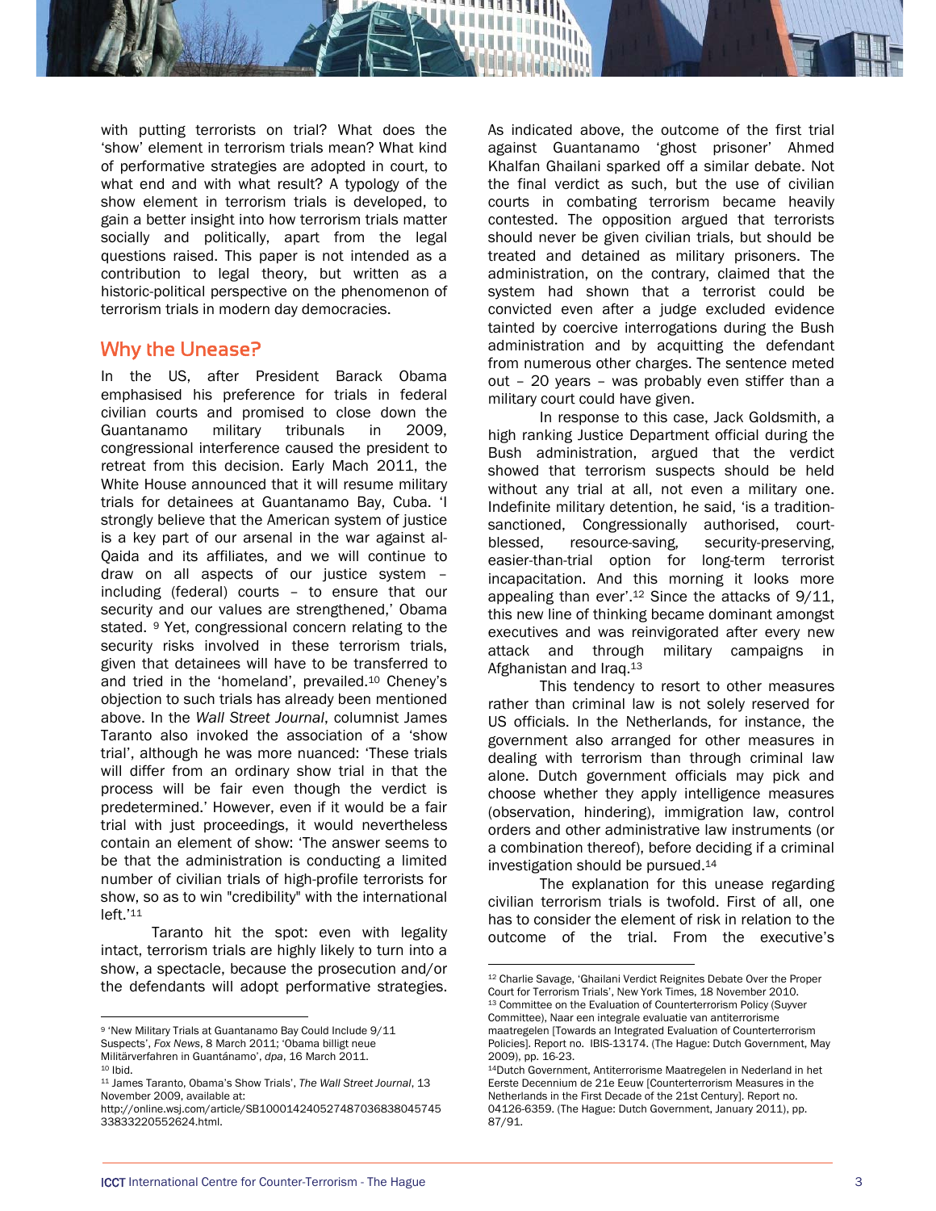with putting terrorists on trial? What does the 'show' element in terrorism trials mean? What kind of performative strategies are adopted in court, to what end and with what result? A typology of the show element in terrorism trials is developed, to gain a better insight into how terrorism trials matter socially and politically, apart from the legal questions raised. This paper is not intended as a contribution to legal theory, but written as a historic-political perspective on the phenomenon of terrorism trials in modern day democracies.

## Why the Unease?

In the US, after President Barack Obama emphasised his preference for trials in federal civilian courts and promised to close down the Guantanamo military tribunals in 2009, congressional interference caused the president to retreat from this decision. Early Mach 2011, the White House announced that it will resume military trials for detainees at Guantanamo Bay, Cuba. 'I strongly believe that the American system of justice is a key part of our arsenal in the war against al-Qaida and its affiliates, and we will continue to draw on all aspects of our justice system – including (federal) courts – to ensure that our security and our values are strengthened,' Obama stated. [9] Yet, congressional concern relating to the security risks involved in these terrorism trials, given that detainees will have to be transferred to and tried in the 'homeland', prevailed.[10] Cheney's objection to such trials has already been mentioned above. In the *Wall Street Journal*, columnist James Taranto also invoked the association of a 'show trial', although he was more nuanced: 'These trials will differ from an ordinary show trial in that the process will be fair even though the verdict is predetermined.' However, even if it would be a fair trial with just proceedings, it would nevertheless contain an element of show: 'The answer seems to be that the administration is conducting a limited number of civilian trials of high-profile terrorists for show, so as to win "credibility" with the international left.'[11]

Taranto hit the spot: even with legality intact, terrorism trials are highly likely to turn into a show, a spectacle, because the prosecution and/or the defendants will adopt performative strategies.

As indicated above, the outcome of the first trial against Guantanamo 'ghost prisoner' Ahmed Khalfan Ghailani sparked off a similar debate. Not the final verdict as such, but the use of civilian courts in combating terrorism became heavily contested. The opposition argued that terrorists should never be given civilian trials, but should be treated and detained as military prisoners. The administration, on the contrary, claimed that the system had shown that a terrorist could be convicted even after a judge excluded evidence tainted by coercive interrogations during the Bush administration and by acquitting the defendant from numerous other charges. The sentence meted out – 20 years – was probably even stiffer than a military court could have given.

In response to this case, Jack Goldsmith, a high ranking Justice Department official during the Bush administration, argued that the verdict showed that terrorism suspects should be held without any trial at all, not even a military one. Indefinite military detention, he said, 'is a tradition-sanctioned, Congressionally authorised, court-blessed, resource-saving, security-preserving, easier-than-trial option for long-term terrorist incapacitation. And this morning it looks more appealing than ever'.[12] Since the attacks of 9/11, this new line of thinking became dominant amongst executives and was reinvigorated after every new attack and through military campaigns in Afghanistan and Iraq.[13]

This tendency to resort to other measures rather than criminal law is not solely reserved for US officials. In the Netherlands, for instance, the government also arranged for other measures in dealing with terrorism than through criminal law alone. Dutch government officials may pick and choose whether they apply intelligence measures (observation, hindering), immigration law, control orders and other administrative law instruments (or a combination thereof), before deciding if a criminal investigation should be pursued.[14]

The explanation for this unease regarding civilian terrorism trials is twofold. First of all, one has to consider the element of risk in relation to the outcome of the trial. From the executive's

---

[9] 'New Military Trials at Guantanamo Bay Could Include 9/11 Suspects', *Fox News*, 8 March 2011; 'Obama billigt neue Militärverfahren in Guantánamo', *dpa*, 16 March 2011.

[10] Ibid.

[11] James Taranto, Obama's Show Trials', *The Wall Street Journal*, 13 November 2009, available at: http://online.wsj.com/article/SB10001424052748703683804574533833220552624.html.

[12] Charlie Savage, 'Ghailani Verdict Reignites Debate Over the Proper Court for Terrorism Trials', New York Times, 18 November 2010.

[13] Committee on the Evaluation of Counterterrorism Policy (Suyver Committee), Naar een integrale evaluatie van antiterrorisme maatregelen [Towards an Integrated Evaluation of Counterterrorism Policies]. Report no. IBIS-13174. (The Hague: Dutch Government, May 2009), pp. 16-23.

[14] Dutch Government, Antiterrorisme Maatregelen in Nederland in het Eerste Decennium de 21e Eeuw [Counterterrorism Measures in the Netherlands in the First Decade of the 21st Century]. Report no. 04126-6359. (The Hague: Dutch Government, January 2011), pp. 87/91.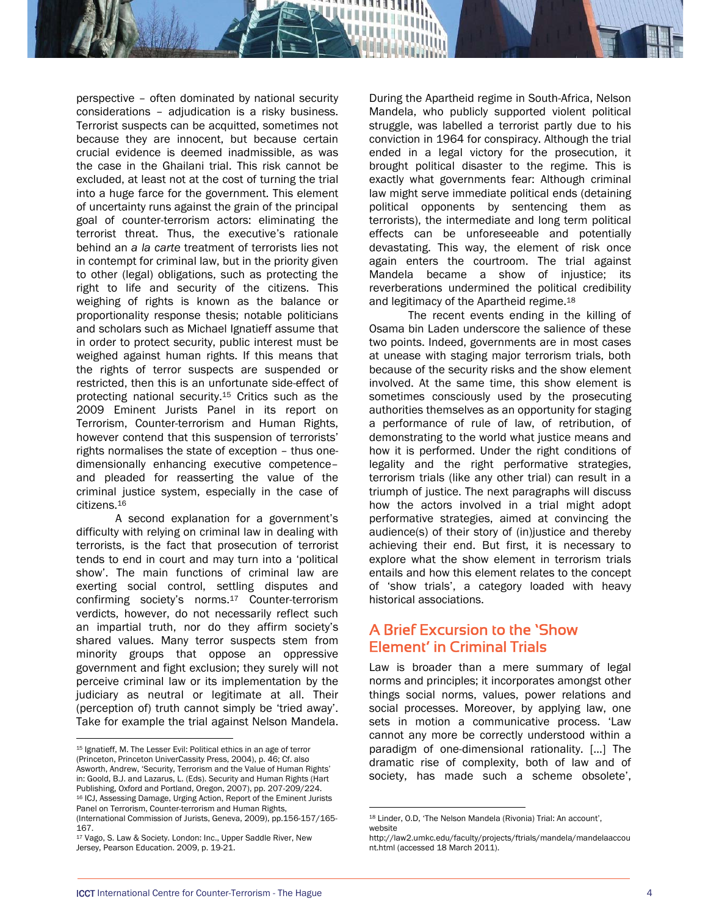perspective – often dominated by national security considerations – adjudication is a risky business. Terrorist suspects can be acquitted, sometimes not because they are innocent, but because certain crucial evidence is deemed inadmissible, as was the case in the Ghailani trial. This risk cannot be excluded, at least not at the cost of turning the trial into a huge farce for the government. This element of uncertainty runs against the grain of the principal goal of counter-terrorism actors: eliminating the terrorist threat. Thus, the executive's rationale behind an *a la carte* treatment of terrorists lies not in contempt for criminal law, but in the priority given to other (legal) obligations, such as protecting the right to life and security of the citizens. This weighing of rights is known as the balance or proportionality response thesis; notable politicians and scholars such as Michael Ignatieff assume that in order to protect security, public interest must be weighed against human rights. If this means that the rights of terror suspects are suspended or restricted, then this is an unfortunate side-effect of protecting national security.[15] Critics such as the 2009 Eminent Jurists Panel in its report on Terrorism, Counter-terrorism and Human Rights, however contend that this suspension of terrorists' rights normalises the state of exception – thus one-dimensionally enhancing executive competence– and pleaded for reasserting the value of the criminal justice system, especially in the case of citizens.[16]

A second explanation for a government's difficulty with relying on criminal law in dealing with terrorists, is the fact that prosecution of terrorist tends to end in court and may turn into a 'political show'. The main functions of criminal law are exerting social control, settling disputes and confirming society's norms.[17] Counter-terrorism verdicts, however, do not necessarily reflect such an impartial truth, nor do they affirm society's shared values. Many terror suspects stem from minority groups that oppose an oppressive government and fight exclusion; they surely will not perceive criminal law or its implementation by the judiciary as neutral or legitimate at all. Their (perception of) truth cannot simply be 'tried away'. Take for example the trial against Nelson Mandela. During the Apartheid regime in South-Africa, Nelson Mandela, who publicly supported violent political struggle, was labelled a terrorist partly due to his conviction in 1964 for conspiracy. Although the trial ended in a legal victory for the prosecution, it brought political disaster to the regime. This is exactly what governments fear: Although criminal law might serve immediate political ends (detaining political opponents by sentencing them as terrorists), the intermediate and long term political effects can be unforeseeable and potentially devastating. This way, the element of risk once again enters the courtroom. The trial against Mandela became a show of injustice; its reverberations undermined the political credibility and legitimacy of the Apartheid regime.[18]

The recent events ending in the killing of Osama bin Laden underscore the salience of these two points. Indeed, governments are in most cases at unease with staging major terrorism trials, both because of the security risks and the show element involved. At the same time, this show element is sometimes consciously used by the prosecuting authorities themselves as an opportunity for staging a performance of rule of law, of retribution, of demonstrating to the world what justice means and how it is performed. Under the right conditions of legality and the right performative strategies, terrorism trials (like any other trial) can result in a triumph of justice. The next paragraphs will discuss how the actors involved in a trial might adopt performative strategies, aimed at convincing the audience(s) of their story of (in)justice and thereby achieving their end. But first, it is necessary to explore what the show element in terrorism trials entails and how this element relates to the concept of 'show trials', a category loaded with heavy historical associations.

## A Brief Excursion to the 'Show Element' in Criminal Trials

Law is broader than a mere summary of legal norms and principles; it incorporates amongst other things social norms, values, power relations and social processes. Moreover, by applying law, one sets in motion a communicative process. 'Law cannot any more be correctly understood within a paradigm of one-dimensional rationality. […] The dramatic rise of complexity, both of law and of society, has made such a scheme obsolete',

---

[15] Ignatieff, M. The Lesser Evil: Political ethics in an age of terror (Princeton, Princeton UniverCassity Press, 2004), p. 46; Cf. also Asworth, Andrew, 'Security, Terrorism and the Value of Human Rights' in: Goold, B.J. and Lazarus, L. (Eds). Security and Human Rights (Hart Publishing, Oxford and Portland, Oregon, 2007), pp. 207-209/224.

[16] ICJ, Assessing Damage, Urging Action, Report of the Eminent Jurists Panel on Terrorism, Counter-terrorism and Human Rights, (International Commission of Jurists, Geneva, 2009), pp.156-157/165-167.

[17] Vago, S. Law & Society. London: Inc., Upper Saddle River, New Jersey, Pearson Education. 2009, p. 19-21.

[18] Linder, O.D, 'The Nelson Mandela (Rivonia) Trial: An account', website http://law2.umkc.edu/faculty/projects/ftrials/mandela/mandelaaccount.html (accessed 18 March 2011).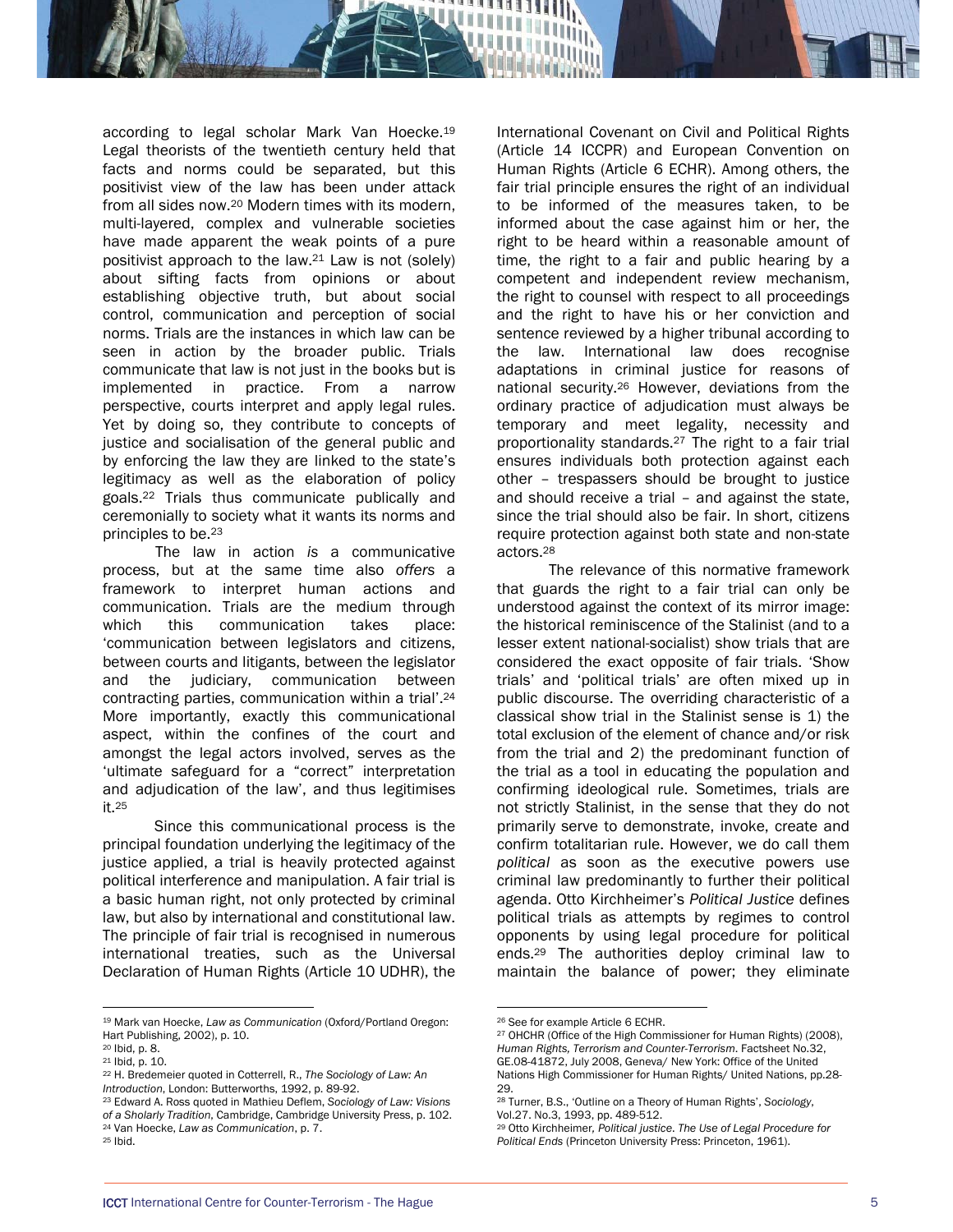according to legal scholar Mark Van Hoecke.[19] Legal theorists of the twentieth century held that facts and norms could be separated, but this positivist view of the law has been under attack from all sides now.[20] Modern times with its modern, multi-layered, complex and vulnerable societies have made apparent the weak points of a pure positivist approach to the law.[21] Law is not (solely) about sifting facts from opinions or about establishing objective truth, but about social control, communication and perception of social norms. Trials are the instances in which law can be seen in action by the broader public. Trials communicate that law is not just in the books but is implemented in practice. From a narrow perspective, courts interpret and apply legal rules. Yet by doing so, they contribute to concepts of justice and socialisation of the general public and by enforcing the law they are linked to the state's legitimacy as well as the elaboration of policy goals.[22] Trials thus communicate publically and ceremonially to society what it wants its norms and principles to be.[23]

The law in action *is* a communicative process, but at the same time also *offers* a framework to interpret human actions and communication. Trials are the medium through which this communication takes place: 'communication between legislators and citizens, between courts and litigants, between the legislator and the judiciary, communication between contracting parties, communication within a trial'.[24] More importantly, exactly this communicational aspect, within the confines of the court and amongst the legal actors involved, serves as the 'ultimate safeguard for a "correct" interpretation and adjudication of the law', and thus legitimises it.[25]

Since this communicational process is the principal foundation underlying the legitimacy of the justice applied, a trial is heavily protected against political interference and manipulation. A fair trial is a basic human right, not only protected by criminal law, but also by international and constitutional law. The principle of fair trial is recognised in numerous international treaties, such as the Universal Declaration of Human Rights (Article 10 UDHR), the International Covenant on Civil and Political Rights (Article 14 ICCPR) and European Convention on Human Rights (Article 6 ECHR). Among others, the fair trial principle ensures the right of an individual to be informed of the measures taken, to be informed about the case against him or her, the right to be heard within a reasonable amount of time, the right to a fair and public hearing by a competent and independent review mechanism, the right to counsel with respect to all proceedings and the right to have his or her conviction and sentence reviewed by a higher tribunal according to the law. International law does recognise adaptations in criminal justice for reasons of national security.[26] However, deviations from the ordinary practice of adjudication must always be temporary and meet legality, necessity and proportionality standards.[27] The right to a fair trial ensures individuals both protection against each other – trespassers should be brought to justice and should receive a trial – and against the state, since the trial should also be fair. In short, citizens require protection against both state and non-state actors.[28]

The relevance of this normative framework that guards the right to a fair trial can only be understood against the context of its mirror image: the historical reminiscence of the Stalinist (and to a lesser extent national-socialist) show trials that are considered the exact opposite of fair trials. 'Show trials' and 'political trials' are often mixed up in public discourse. The overriding characteristic of a classical show trial in the Stalinist sense is 1) the total exclusion of the element of chance and/or risk from the trial and 2) the predominant function of the trial as a tool in educating the population and confirming ideological rule. Sometimes, trials are not strictly Stalinist, in the sense that they do not primarily serve to demonstrate, invoke, create and confirm totalitarian rule. However, we do call them *political* as soon as the executive powers use criminal law predominantly to further their political agenda. Otto Kirchheimer's *Political Justice* defines political trials as attempts by regimes to control opponents by using legal procedure for political ends.[29] The authorities deploy criminal law to maintain the balance of power; they eliminate

---

[19] Mark van Hoecke, *Law as Communication* (Oxford/Portland Oregon: Hart Publishing, 2002), p. 10.
[20] Ibid, p. 8.
[21] Ibid, p. 10.
[22] H. Bredemeier quoted in Cotterrell, R., *The Sociology of Law: An Introduction*, London: Butterworths, 1992, p. 89-92.
[23] Edward A. Ross quoted in Mathieu Deflem, *Sociology of Law: Visions of a Sholarly Tradition*, Cambridge, Cambridge University Press, p. 102.
[24] Van Hoecke, *Law as Communication*, p. 7.
[25] Ibid.
[26] See for example Article 6 ECHR.
[27] OHCHR (Office of the High Commissioner for Human Rights) (2008), *Human Rights, Terrorism and Counter-Terrorism*. Factsheet No.32, GE.08-41872, July 2008, Geneva/ New York: Office of the United Nations High Commissioner for Human Rights/ United Nations, pp.28-29.
[28] Turner, B.S., 'Outline on a Theory of Human Rights', *Sociology*, Vol.27. No.3, 1993, pp. 489-512.
[29] Otto Kirchheimer, *Political justice. The Use of Legal Procedure for Political Ends* (Princeton University Press: Princeton, 1961).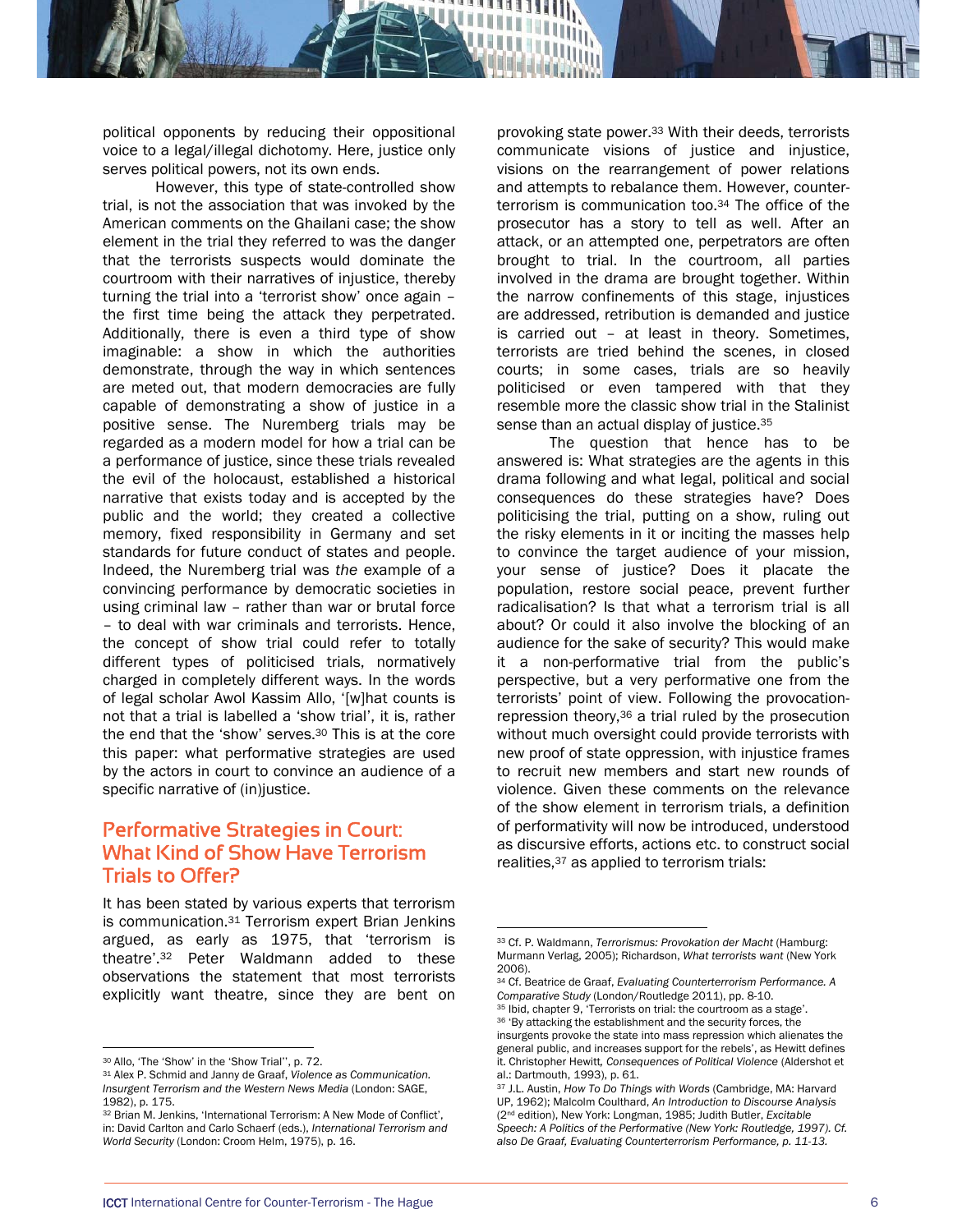political opponents by reducing their oppositional voice to a legal/illegal dichotomy. Here, justice only serves political powers, not its own ends.

However, this type of state-controlled show trial, is not the association that was invoked by the American comments on the Ghailani case; the show element in the trial they referred to was the danger that the terrorists suspects would dominate the courtroom with their narratives of injustice, thereby turning the trial into a 'terrorist show' once again – the first time being the attack they perpetrated. Additionally, there is even a third type of show imaginable: a show in which the authorities demonstrate, through the way in which sentences are meted out, that modern democracies are fully capable of demonstrating a show of justice in a positive sense. The Nuremberg trials may be regarded as a modern model for how a trial can be a performance of justice, since these trials revealed the evil of the holocaust, established a historical narrative that exists today and is accepted by the public and the world; they created a collective memory, fixed responsibility in Germany and set standards for future conduct of states and people. Indeed, the Nuremberg trial was *the* example of a convincing performance by democratic societies in using criminal law – rather than war or brutal force – to deal with war criminals and terrorists. Hence, the concept of show trial could refer to totally different types of politicised trials, normatively charged in completely different ways. In the words of legal scholar Awol Kassim Allo, '[w]hat counts is not that a trial is labelled a 'show trial', it is, rather the end that the 'show' serves.[30] This is at the core this paper: what performative strategies are used by the actors in court to convince an audience of a specific narrative of (in)justice.

## Performative Strategies in Court: What Kind of Show Have Terrorism Trials to Offer?

It has been stated by various experts that terrorism is communication.[31] Terrorism expert Brian Jenkins argued, as early as 1975, that 'terrorism is theatre'.[32] Peter Waldmann added to these observations the statement that most terrorists explicitly want theatre, since they are bent on provoking state power.[33] With their deeds, terrorists communicate visions of justice and injustice, visions on the rearrangement of power relations and attempts to rebalance them. However, counter-terrorism is communication too.[34] The office of the prosecutor has a story to tell as well. After an attack, or an attempted one, perpetrators are often brought to trial. In the courtroom, all parties involved in the drama are brought together. Within the narrow confinements of this stage, injustices are addressed, retribution is demanded and justice is carried out – at least in theory. Sometimes, terrorists are tried behind the scenes, in closed courts; in some cases, trials are so heavily politicised or even tampered with that they resemble more the classic show trial in the Stalinist sense than an actual display of justice.[35]

The question that hence has to be answered is: What strategies are the agents in this drama following and what legal, political and social consequences do these strategies have? Does politicising the trial, putting on a show, ruling out the risky elements in it or inciting the masses help to convince the target audience of your mission, your sense of justice? Does it placate the population, restore social peace, prevent further radicalisation? Is that what a terrorism trial is all about? Or could it also involve the blocking of an audience for the sake of security? This would make it a non-performative trial from the public's perspective, but a very performative one from the terrorists' point of view. Following the provocation-repression theory,[36] a trial ruled by the prosecution without much oversight could provide terrorists with new proof of state oppression, with injustice frames to recruit new members and start new rounds of violence. Given these comments on the relevance of the show element in terrorism trials, a definition of performativity will now be introduced, understood as discursive efforts, actions etc. to construct social realities,[37] as applied to terrorism trials:

---

[30] Allo, 'The 'Show' in the 'Show Trial'', p. 72.

[31] Alex P. Schmid and Janny de Graaf, *Violence as Communication. Insurgent Terrorism and the Western News Media* (London: SAGE, 1982), p. 175.

[32] Brian M. Jenkins, 'International Terrorism: A New Mode of Conflict', in: David Carlton and Carlo Schaerf (eds.), *International Terrorism and World Security* (London: Croom Helm, 1975), p. 16.

[33] Cf. P. Waldmann, *Terrorismus: Provokation der Macht* (Hamburg: Murmann Verlag, 2005); Richardson, *What terrorists want* (New York 2006).

[34] Cf. Beatrice de Graaf, *Evaluating Counterterrorism Performance. A Comparative Study* (London/Routledge 2011), pp. 8-10.

[35] Ibid, chapter 9, 'Terrorists on trial: the courtroom as a stage'.

[36] 'By attacking the establishment and the security forces, the insurgents provoke the state into mass repression which alienates the general public, and increases support for the rebels', as Hewitt defines it. Christopher Hewitt, *Consequences of Political Violence* (Aldershot et al.: Dartmouth, 1993), p. 61.

[37] J.L. Austin, *How To Do Things with Words* (Cambridge, MA: Harvard UP, 1962); Malcolm Coulthard, *An Introduction to Discourse Analysis* (2nd edition), New York: Longman, 1985; Judith Butler, *Excitable Speech: A Politics of the Performative (New York: Routledge, 1997). Cf. also De Graaf, Evaluating Counterterrorism Performance, p. 11-13.*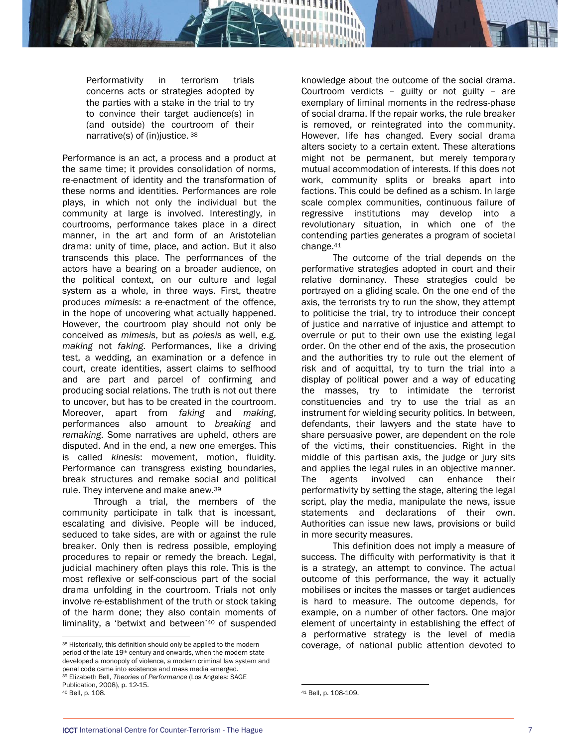> Performativity in terrorism trials concerns acts or strategies adopted by the parties with a stake in the trial to try to convince their target audience(s) in (and outside) the courtroom of their narrative(s) of (in)justice. [38]

Performance is an act, a process and a product at the same time; it provides consolidation of norms, re-enactment of identity and the transformation of these norms and identities. Performances are role plays, in which not only the individual but the community at large is involved. Interestingly, in courtrooms, performance takes place in a direct manner, in the art and form of an Aristotelian drama: unity of time, place, and action. But it also transcends this place. The performances of the actors have a bearing on a broader audience, on the political context, on our culture and legal system as a whole, in three ways. First, theatre produces *mimesis*: a re-enactment of the offence, in the hope of uncovering what actually happened. However, the courtroom play should not only be conceived as *mimesis*, but as *poiesis* as well, e.g. *making* not *faking*. Performances, like a driving test, a wedding, an examination or a defence in court, create identities, assert claims to selfhood and are part and parcel of confirming and producing social relations. The truth is not out there to uncover, but has to be created in the courtroom. Moreover, apart from *faking* and *making*, performances also amount to *breaking* and *remaking*. Some narratives are upheld, others are disputed. And in the end, a new one emerges. This is called *kinesis*: movement, motion, fluidity. Performance can transgress existing boundaries, break structures and remake social and political rule. They intervene and make anew.[39]

Through a trial, the members of the community participate in talk that is incessant, escalating and divisive. People will be induced, seduced to take sides, are with or against the rule breaker. Only then is redress possible, employing procedures to repair or remedy the breach. Legal, judicial machinery often plays this role. This is the most reflexive or self-conscious part of the social drama unfolding in the courtroom. Trials not only involve re-establishment of the truth or stock taking of the harm done; they also contain moments of liminality, a 'betwixt and between'[40] of suspended knowledge about the outcome of the social drama. Courtroom verdicts – guilty or not guilty – are exemplary of liminal moments in the redress-phase of social drama. If the repair works, the rule breaker is removed, or reintegrated into the community. However, life has changed. Every social drama alters society to a certain extent. These alterations might not be permanent, but merely temporary mutual accommodation of interests. If this does not work, community splits or breaks apart into factions. This could be defined as a schism. In large scale complex communities, continuous failure of regressive institutions may develop into a revolutionary situation, in which one of the contending parties generates a program of societal change.[41]

The outcome of the trial depends on the performative strategies adopted in court and their relative dominancy. These strategies could be portrayed on a gliding scale. On the one end of the axis, the terrorists try to run the show, they attempt to politicise the trial, try to introduce their concept of justice and narrative of injustice and attempt to overrule or put to their own use the existing legal order. On the other end of the axis, the prosecution and the authorities try to rule out the element of risk and of acquittal, try to turn the trial into a display of political power and a way of educating the masses, try to intimidate the terrorist constituencies and try to use the trial as an instrument for wielding security politics. In between, defendants, their lawyers and the state have to share persuasive power, are dependent on the role of the victims, their constituencies. Right in the middle of this partisan axis, the judge or jury sits and applies the legal rules in an objective manner. The agents involved can enhance their performativity by setting the stage, altering the legal script, play the media, manipulate the news, issue statements and declarations of their own. Authorities can issue new laws, provisions or build in more security measures.

This definition does not imply a measure of success. The difficulty with performativity is that it is a strategy, an attempt to convince. The actual outcome of this performance, the way it actually mobilises or incites the masses or target audiences is hard to measure. The outcome depends, for example, on a number of other factors. One major element of uncertainty in establishing the effect of a performative strategy is the level of media coverage, of national public attention devoted to

---

[38] Historically, this definition should only be applied to the modern period of the late 19th century and onwards, when the modern state developed a monopoly of violence, a modern criminal law system and penal code came into existence and mass media emerged.

[39] Elizabeth Bell, *Theories of Performance* (Los Angeles: SAGE Publication, 2008), p. 12-15.

[40] Bell, p. 108.

[41] Bell, p. 108-109.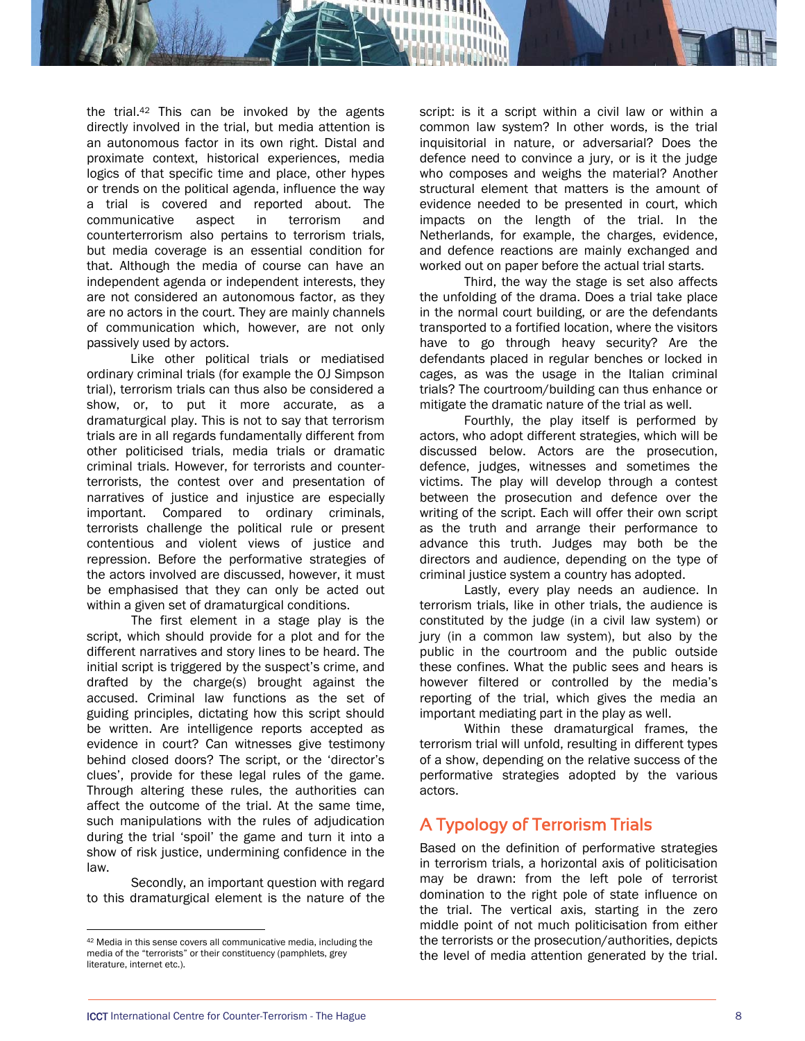the trial.[42] This can be invoked by the agents directly involved in the trial, but media attention is an autonomous factor in its own right. Distal and proximate context, historical experiences, media logics of that specific time and place, other hypes or trends on the political agenda, influence the way a trial is covered and reported about. The communicative aspect in terrorism and counterterrorism also pertains to terrorism trials, but media coverage is an essential condition for that. Although the media of course can have an independent agenda or independent interests, they are not considered an autonomous factor, as they are no actors in the court. They are mainly channels of communication which, however, are not only passively used by actors.

Like other political trials or mediatised ordinary criminal trials (for example the OJ Simpson trial), terrorism trials can thus also be considered a show, or, to put it more accurate, as a dramaturgical play. This is not to say that terrorism trials are in all regards fundamentally different from other politicised trials, media trials or dramatic criminal trials. However, for terrorists and counter-terrorists, the contest over and presentation of narratives of justice and injustice are especially important. Compared to ordinary criminals, terrorists challenge the political rule or present contentious and violent views of justice and repression. Before the performative strategies of the actors involved are discussed, however, it must be emphasised that they can only be acted out within a given set of dramaturgical conditions.

The first element in a stage play is the script, which should provide for a plot and for the different narratives and story lines to be heard. The initial script is triggered by the suspect's crime, and drafted by the charge(s) brought against the accused. Criminal law functions as the set of guiding principles, dictating how this script should be written. Are intelligence reports accepted as evidence in court? Can witnesses give testimony behind closed doors? The script, or the 'director's clues', provide for these legal rules of the game. Through altering these rules, the authorities can affect the outcome of the trial. At the same time, such manipulations with the rules of adjudication during the trial 'spoil' the game and turn it into a show of risk justice, undermining confidence in the law.

Secondly, an important question with regard to this dramaturgical element is the nature of the script: is it a script within a civil law or within a common law system? In other words, is the trial inquisitorial in nature, or adversarial? Does the defence need to convince a jury, or is it the judge who composes and weighs the material? Another structural element that matters is the amount of evidence needed to be presented in court, which impacts on the length of the trial. In the Netherlands, for example, the charges, evidence, and defence reactions are mainly exchanged and worked out on paper before the actual trial starts.

Third, the way the stage is set also affects the unfolding of the drama. Does a trial take place in the normal court building, or are the defendants transported to a fortified location, where the visitors have to go through heavy security? Are the defendants placed in regular benches or locked in cages, as was the usage in the Italian criminal trials? The courtroom/building can thus enhance or mitigate the dramatic nature of the trial as well.

Fourthly, the play itself is performed by actors, who adopt different strategies, which will be discussed below. Actors are the prosecution, defence, judges, witnesses and sometimes the victims. The play will develop through a contest between the prosecution and defence over the writing of the script. Each will offer their own script as the truth and arrange their performance to advance this truth. Judges may both be the directors and audience, depending on the type of criminal justice system a country has adopted.

Lastly, every play needs an audience. In terrorism trials, like in other trials, the audience is constituted by the judge (in a civil law system) or jury (in a common law system), but also by the public in the courtroom and the public outside these confines. What the public sees and hears is however filtered or controlled by the media's reporting of the trial, which gives the media an important mediating part in the play as well.

Within these dramaturgical frames, the terrorism trial will unfold, resulting in different types of a show, depending on the relative success of the performative strategies adopted by the various actors.

## A Typology of Terrorism Trials

Based on the definition of performative strategies in terrorism trials, a horizontal axis of politicisation may be drawn: from the left pole of terrorist domination to the right pole of state influence on the trial. The vertical axis, starting in the zero middle point of not much politicisation from either the terrorists or the prosecution/authorities, depicts the level of media attention generated by the trial.

[42] Media in this sense covers all communicative media, including the media of the "terrorists" or their constituency (pamphlets, grey literature, internet etc.).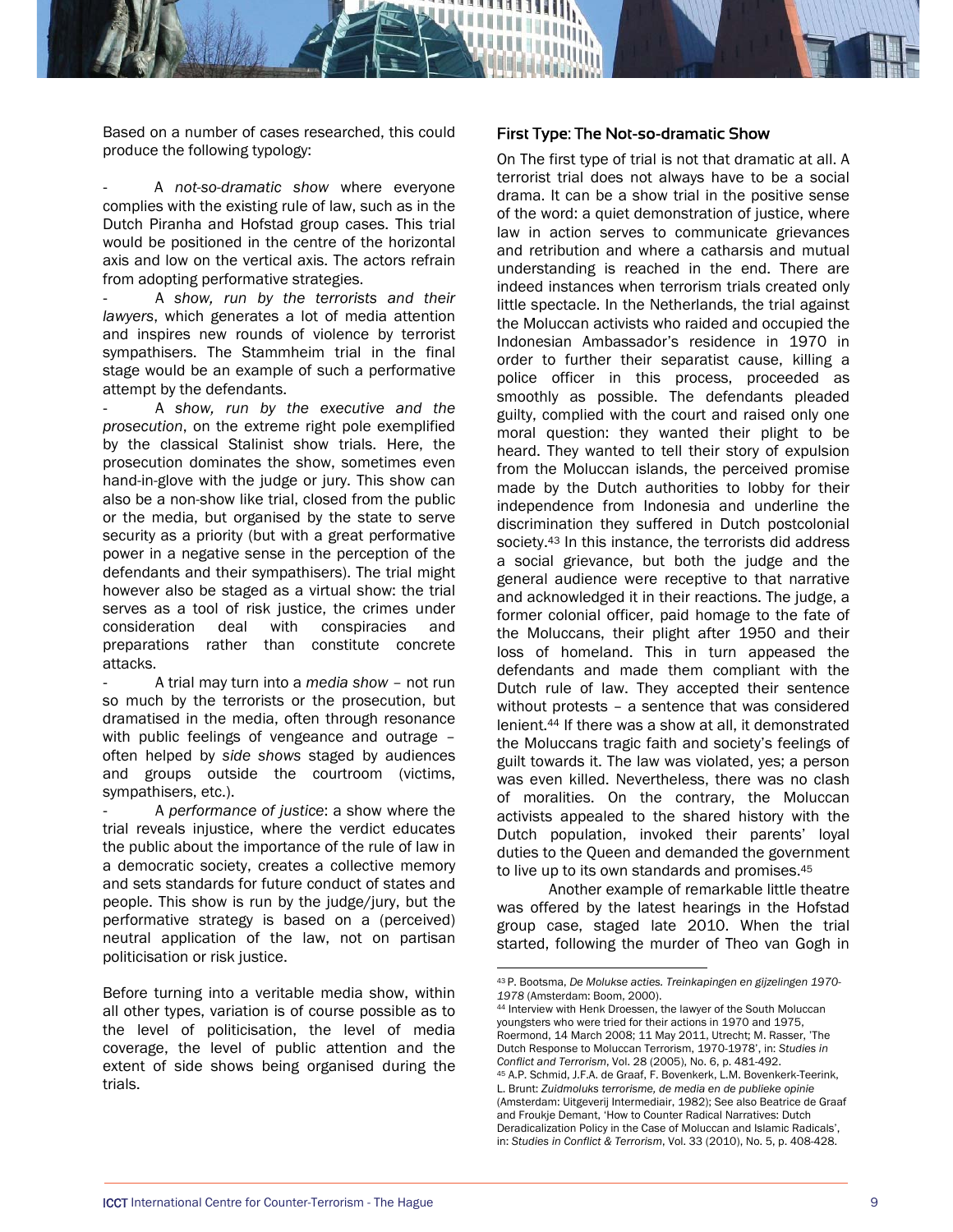Based on a number of cases researched, this could produce the following typology:

- A *not-so-dramatic show* where everyone complies with the existing rule of law, such as in the Dutch Piranha and Hofstad group cases. This trial would be positioned in the centre of the horizontal axis and low on the vertical axis. The actors refrain from adopting performative strategies.
- A *show, run by the terrorists and their lawyers*, which generates a lot of media attention and inspires new rounds of violence by terrorist sympathisers. The Stammheim trial in the final stage would be an example of such a performative attempt by the defendants.
- A *show, run by the executive and the prosecution*, on the extreme right pole exemplified by the classical Stalinist show trials. Here, the prosecution dominates the show, sometimes even hand-in-glove with the judge or jury. This show can also be a non-show like trial, closed from the public or the media, but organised by the state to serve security as a priority (but with a great performative power in a negative sense in the perception of the defendants and their sympathisers). The trial might however also be staged as a virtual show: the trial serves as a tool of risk justice, the crimes under consideration deal with conspiracies and preparations rather than constitute concrete attacks.
- A trial may turn into a *media show* – not run so much by the terrorists or the prosecution, but dramatised in the media, often through resonance with public feelings of vengeance and outrage – often helped by *side shows* staged by audiences and groups outside the courtroom (victims, sympathisers, etc.).
- A *performance of justice*: a show where the trial reveals injustice, where the verdict educates the public about the importance of the rule of law in a democratic society, creates a collective memory and sets standards for future conduct of states and people. This show is run by the judge/jury, but the performative strategy is based on a (perceived) neutral application of the law, not on partisan politicisation or risk justice.

Before turning into a veritable media show, within all other types, variation is of course possible as to the level of politicisation, the level of media coverage, the level of public attention and the extent of side shows being organised during the trials.

### First Type: The Not-so-dramatic Show

On The first type of trial is not that dramatic at all. A terrorist trial does not always have to be a social drama. It can be a show trial in the positive sense of the word: a quiet demonstration of justice, where law in action serves to communicate grievances and retribution and where a catharsis and mutual understanding is reached in the end. There are indeed instances when terrorism trials created only little spectacle. In the Netherlands, the trial against the Moluccan activists who raided and occupied the Indonesian Ambassador's residence in 1970 in order to further their separatist cause, killing a police officer in this process, proceeded as smoothly as possible. The defendants pleaded guilty, complied with the court and raised only one moral question: they wanted their plight to be heard. They wanted to tell their story of expulsion from the Moluccan islands, the perceived promise made by the Dutch authorities to lobby for their independence from Indonesia and underline the discrimination they suffered in Dutch postcolonial society.[43] In this instance, the terrorists did address a social grievance, but both the judge and the general audience were receptive to that narrative and acknowledged it in their reactions. The judge, a former colonial officer, paid homage to the fate of the Moluccans, their plight after 1950 and their loss of homeland. This in turn appeased the defendants and made them compliant with the Dutch rule of law. They accepted their sentence without protests – a sentence that was considered lenient.[44] If there was a show at all, it demonstrated the Moluccans tragic faith and society's feelings of guilt towards it. The law was violated, a person was even killed. Nevertheless, there was no clash of moralities. On the contrary, the Moluccan activists appealed to the shared history with the Dutch population, invoked their parents' loyal duties to the Queen and demanded the government to live up to its own standards and promises.[45]

Another example of remarkable little theatre was offered by the latest hearings in the Hofstad group case, staged late 2010. When the trial started, following the murder of Theo van Gogh in

---

[43] P. Bootsma, *De Molukse acties. Treinkapingen en gijzelingen 1970-1978* (Amsterdam: Boom, 2000).

[44] Interview with Henk Droessen, the lawyer of the South Moluccan youngsters who were tried for their actions in 1970 and 1975, Roermond, 14 March 2008; 11 May 2011, Utrecht; M. Rasser, 'The Dutch Response to Moluccan Terrorism, 1970-1978', in: *Studies in Conflict and Terrorism*, Vol. 28 (2005), No. 6, p. 481-492.

[45] A.P. Schmid, J.F.A. de Graaf, F. Bovenkerk, L.M. Bovenkerk-Teerink, L. Brunt: *Zuidmoluks terrorisme, de media en de publieke opinie* (Amsterdam: Uitgeverij Intermediair, 1982); See also Beatrice de Graaf and Froukje Demant, 'How to Counter Radical Narratives: Dutch Deradicalization Policy in the Case of Moluccan and Islamic Radicals', in: *Studies in Conflict & Terrorism*, Vol. 33 (2010), No. 5, p. 408-428.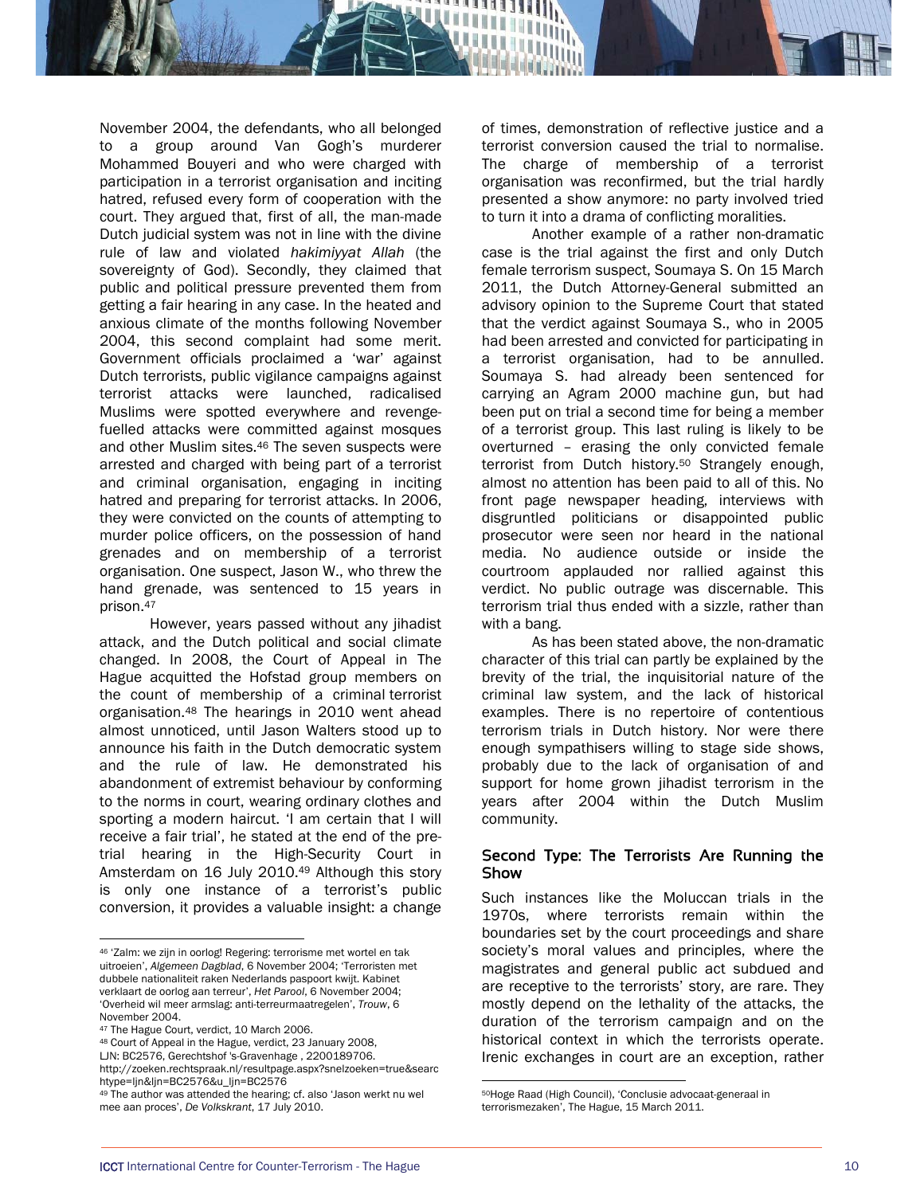November 2004, the defendants, who all belonged to a group around Van Gogh's murderer Mohammed Bouyeri and who were charged with participation in a terrorist organisation and inciting hatred, refused every form of cooperation with the court. They argued that, first of all, the man-made Dutch judicial system was not in line with the divine rule of law and violated *hakimiyyat Allah* (the sovereignty of God). Secondly, they claimed that public and political pressure prevented them from getting a fair hearing in any case. In the heated and anxious climate of the months following November 2004, this second complaint had some merit. Government officials proclaimed a 'war' against Dutch terrorists, public vigilance campaigns against terrorist attacks were launched, radicalised Muslims were spotted everywhere and revenge-fuelled attacks were committed against mosques and other Muslim sites.[46] The seven suspects were arrested and charged with being part of a terrorist and criminal organisation, engaging in inciting hatred and preparing for terrorist attacks. In 2006, they were convicted on the counts of attempting to murder police officers, on the possession of hand grenades and on membership of a terrorist organisation. One suspect, Jason W., who threw the hand grenade, was sentenced to 15 years in prison.[47]

However, years passed without any jihadist attack, and the Dutch political and social climate changed. In 2008, the Court of Appeal in The Hague acquitted the Hofstad group members on the count of membership of a criminal terrorist organisation.[48] The hearings in 2010 went ahead almost unnoticed, until Jason Walters stood up to announce his faith in the Dutch democratic system and the rule of law. He demonstrated his abandonment of extremist behaviour by conforming to the norms in court, wearing ordinary clothes and sporting a modern haircut. 'I am certain that I will receive a fair trial', he stated at the end of the pre-trial hearing in the High-Security Court in Amsterdam on 16 July 2010.[49] Although this story is only one instance of a terrorist's public conversion, it provides a valuable insight: a change of times, demonstration of reflective justice and a terrorist conversion caused the trial to normalise. The charge of membership of a terrorist organisation was reconfirmed, but the trial hardly presented a show anymore: no party involved tried to turn it into a drama of conflicting moralities.

Another example of a rather non-dramatic case is the trial against the first and only Dutch female terrorism suspect, Soumaya S. On 15 March 2011, the Dutch Attorney-General submitted an advisory opinion to the Supreme Court that stated that the verdict against Soumaya S., who in 2005 had been arrested and convicted for participating in a terrorist organisation, had to be annulled. Soumaya S. had already been sentenced for carrying an Agram 2000 machine gun, but had been put on trial a second time for being a member of a terrorist group. This last ruling is likely to be overturned – erasing the only convicted female terrorist from Dutch history.[50] Strangely enough, almost no attention has been paid to all of this. No front page newspaper heading, interviews with disgruntled politicians or disappointed public prosecutor were seen nor heard in the national media. No audience outside or inside the courtroom applauded nor rallied against this verdict. No public outrage was discernable. This terrorism trial thus ended with a sizzle, rather than with a bang.

As has been stated above, the non-dramatic character of this trial can partly be explained by the brevity of the trial, the inquisitorial nature of the criminal law system, and the lack of historical examples. There is no repertoire of contentious terrorism trials in Dutch history. Nor were there enough sympathisers willing to stage side shows, probably due to the lack of organisation of and support for home grown jihadist terrorism in the years after 2004 within the Dutch Muslim community.

### Second Type: The Terrorists Are Running the Show

Such instances like the Moluccan trials in the 1970s, where terrorists remain within the boundaries set by the court proceedings and share society's moral values and principles, where the magistrates and general public act subdued and are receptive to the terrorists' story, are rare. They mostly depend on the lethality of the attacks, the duration of the terrorism campaign and on the historical context in which the terrorists operate. Irenic exchanges in court are an exception, rather

---

[46] 'Zalm: we zijn in oorlog! Regering: terrorisme met wortel en tak uitroeien', *Algemeen Dagblad*, 6 November 2004; 'Terroristen met dubbele nationaliteit raken Nederlands paspoort kwijt. Kabinet verklaart de oorlog aan terreur', *Het Parool*, 6 November 2004; 'Overheid wil meer armslag: anti-terreurmaatregelen', *Trouw*, 6 November 2004.

[47] The Hague Court, verdict, 10 March 2006.

[48] Court of Appeal in the Hague, verdict, 23 January 2008, LJN: BC2576, Gerechtshof 's-Gravenhage , 2200189706. http://zoeken.rechtspraak.nl/resultpage.aspx?snelzoeken=true&searchtype=ljn&ljn=BC2576&u_ljn=BC2576

[49] The author was attended the hearing; cf. also 'Jason werkt nu wel mee aan proces', *De Volkskrant*, 17 July 2010.

[50] Hoge Raad (High Council), 'Conclusie advocaat-generaal in terrorismezaken', The Hague, 15 March 2011.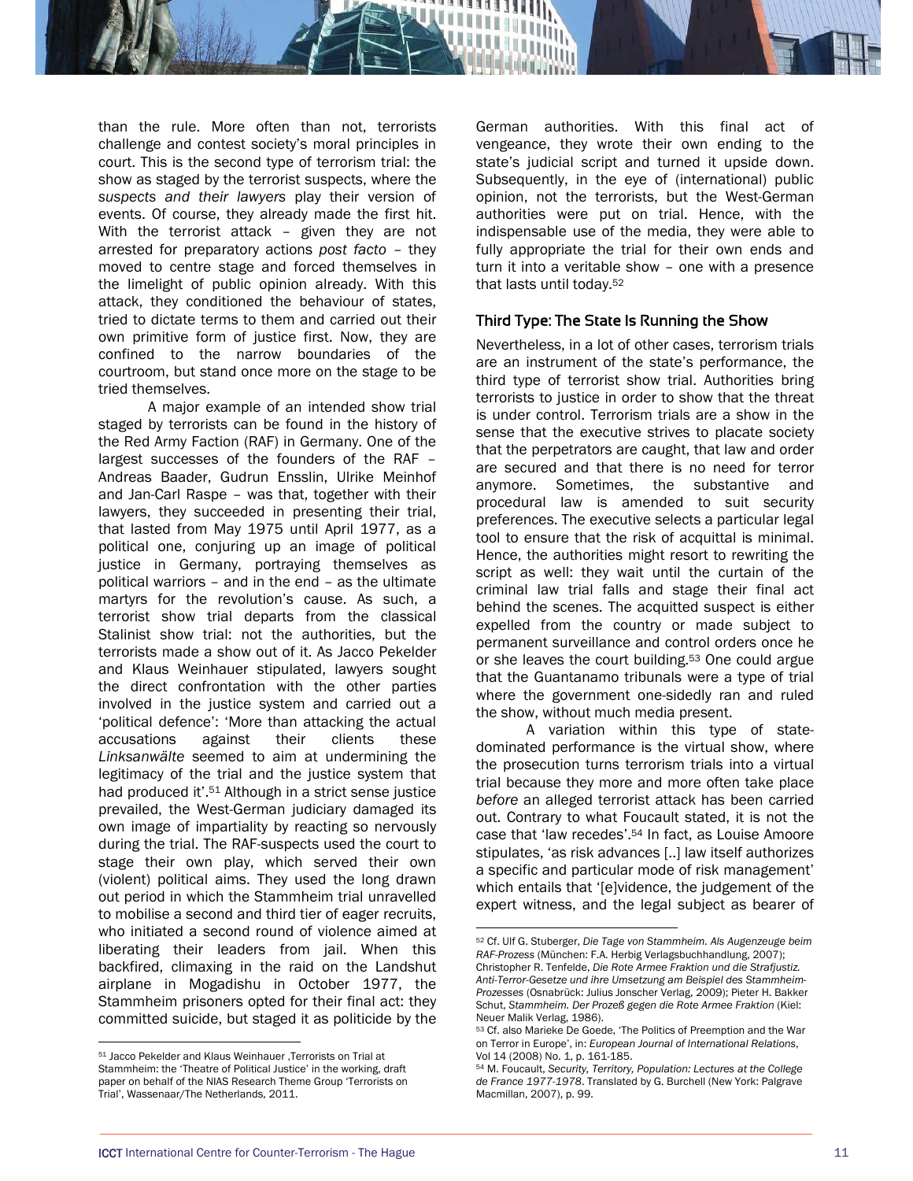than the rule. More often than not, terrorists challenge and contest society's moral principles in court. This is the second type of terrorism trial: the show as staged by the terrorist suspects, where the *suspects and their lawyers* play their version of events. Of course, they already made the first hit. With the terrorist attack – given they are not arrested for preparatory actions *post facto* – they moved to centre stage and forced themselves in the limelight of public opinion already. With this attack, they conditioned the behaviour of states, tried to dictate terms to them and carried out their own primitive form of justice first. Now, they are confined to the narrow boundaries of the courtroom, but stand once more on the stage to be tried themselves.

A major example of an intended show trial staged by terrorists can be found in the history of the Red Army Faction (RAF) in Germany. One of the largest successes of the founders of the RAF – Andreas Baader, Gudrun Ensslin, Ulrike Meinhof and Jan-Carl Raspe – was that, together with their lawyers, they succeeded in presenting their trial, that lasted from May 1975 until April 1977, as a political one, conjuring up an image of political justice in Germany, portraying themselves as political warriors – and in the end – as the ultimate martyrs for the revolution's cause. As such, a terrorist show trial departs from the classical Stalinist show trial: not the authorities, but the terrorists made a show out of it. As Jacco Pekelder and Klaus Weinhauer stipulated, lawyers sought the direct confrontation with the other parties involved in the justice system and carried out a 'political defence': 'More than attacking the actual accusations against their clients these *Linksanwälte* seemed to aim at undermining the legitimacy of the trial and the justice system that had produced it'.[51] Although in a strict sense justice prevailed, the West-German judiciary damaged its own image of impartiality by reacting so nervously during the trial. The RAF-suspects used the court to stage their own play, which served their own (violent) political aims. They used the long drawn out period in which the Stammheim trial unravelled to mobilise a second and third tier of eager recruits, who initiated a second round of violence aimed at liberating their leaders from jail. When this backfired, climaxing in the raid on the Landshut airplane in Mogadishu in October 1977, the Stammheim prisoners opted for their final act: they committed suicide, but staged it as politicide by the German authorities. With this final act of vengeance, they wrote their own ending to the state's judicial script and turned it upside down. Subsequently, in the eye of (international) public opinion, not the terrorists, but the West-German authorities were put on trial. Hence, with the indispensable use of the media, they were able to fully appropriate the trial for their own ends and turn it into a veritable show – one with a presence that lasts until today.[52]

### Third Type: The State Is Running the Show

Nevertheless, in a lot of other cases, terrorism trials are an instrument of the state's performance, the third type of terrorist show trial. Authorities bring terrorists to justice in order to show that the threat is under control. Terrorism trials are a show in the sense that the executive strives to placate society that the perpetrators are caught, that law and order are secured and that there is no need for terror anymore. Sometimes, the substantive and procedural law is amended to suit security preferences. The executive selects a particular legal tool to ensure that the risk of acquittal is minimal. Hence, the authorities might resort to rewriting the script as well: they wait until the curtain of the criminal law trial falls and stage their final act behind the scenes. The acquitted suspect is either expelled from the country or made subject to permanent surveillance and control orders once he or she leaves the court building.[53] One could argue that the Guantanamo tribunals were a type of trial where the government one-sidedly ran and ruled the show, without much media present.

A variation within this type of state-dominated performance is the virtual show, where the prosecution turns terrorism trials into a virtual trial because they more and more often take place *before* an alleged terrorist attack has been carried out. Contrary to what Foucault stated, it is not the case that 'law recedes'.[54] In fact, as Louise Amoore stipulates, 'as risk advances [..] law itself authorizes a specific and particular mode of risk management' which entails that '[e]vidence, the judgement of the expert witness, and the legal subject as bearer of

---

[51] Jacco Pekelder and Klaus Weinhauer ,Terrorists on Trial at Stammheim: the 'Theatre of Political Justice' in the working, draft paper on behalf of the NIAS Research Theme Group 'Terrorists on Trial', Wassenaar/The Netherlands, 2011.

[52] Cf. Ulf G. Stuberger, *Die Tage von Stammheim. Als Augenzeuge beim RAF-Prozess* (München: F.A. Herbig Verlagsbuchhandlung, 2007); Christopher R. Tenfelde, *Die Rote Armee Fraktion und die Strafjustiz. Anti-Terror-Gesetze und ihre Umsetzung am Beispiel des Stammheim-Prozesses* (Osnabrück: Julius Jonscher Verlag, 2009); Pieter H. Bakker Schut, *Stammheim. Der Prozeß gegen die Rote Armee Fraktion* (Kiel: Neuer Malik Verlag, 1986).

[53] Cf. also Marieke De Goede, 'The Politics of Preemption and the War on Terror in Europe', in: *European Journal of International Relations*, Vol 14 (2008) No. 1, p. 161-185.

[54] M. Foucault, *Security, Territory, Population: Lectures at the College de France 1977-1978*. Translated by G. Burchell (New York: Palgrave Macmillan, 2007), p. 99.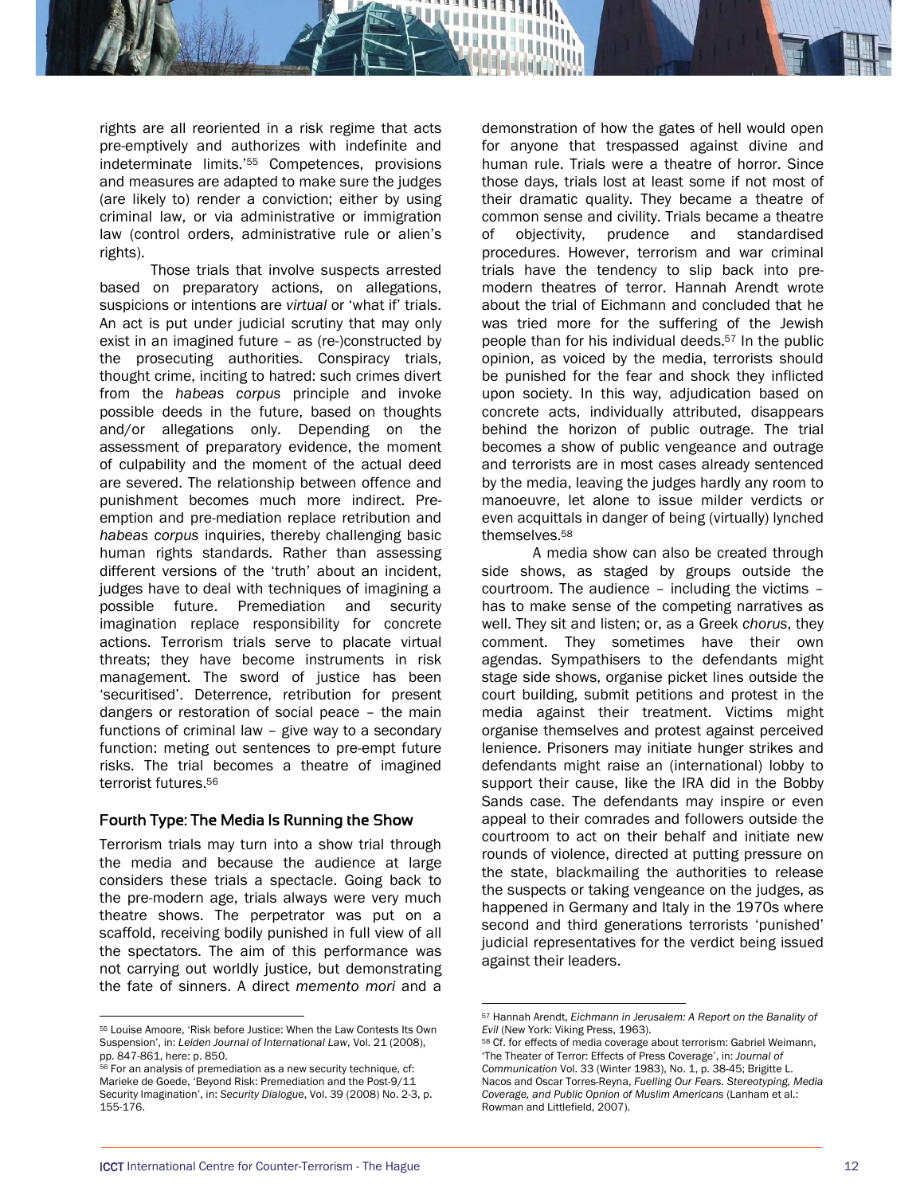rights are all reoriented in a risk regime that acts pre-emptively and authorizes with indefinite and indeterminate limits.'[55] Competences, provisions and measures are adapted to make sure the judges (are likely to) render a conviction; either by using criminal law, or via administrative or immigration law (control orders, administrative rule or alien's rights).

Those trials that involve suspects arrested based on preparatory actions, on allegations, suspicions or intentions are *virtual* or 'what if' trials. An act is put under judicial scrutiny that may only exist in an imagined future – as (re-)constructed by the prosecuting authorities. Conspiracy trials, thought crime, inciting to hatred: such crimes divert from the *habeas corpus* principle and invoke possible deeds in the future, based on thoughts and/or allegations only. Depending on the assessment of preparatory evidence, the moment of culpability and the moment of the actual deed are severed. The relationship between offence and punishment becomes much more indirect. Pre-emption and pre-mediation replace retribution and *habeas corpus* inquiries, thereby challenging basic human rights standards. Rather than assessing different versions of the 'truth' about an incident, judges have to deal with techniques of imagining a possible future. Premediation and security imagination replace responsibility for concrete actions. Terrorism trials serve to placate virtual threats; they have become instruments in risk management. The sword of justice has been 'securitised'. Deterrence, retribution for present dangers or restoration of social peace – the main functions of criminal law – give way to a secondary function: meting out sentences to pre-empt future risks. The trial becomes a theatre of imagined terrorist futures.[56]

### Fourth Type: The Media Is Running the Show

Terrorism trials may turn into a show trial through the media and because the audience at large considers these trials a spectacle. Going back to the pre-modern age, trials always were very much theatre shows. The perpetrator was put on a scaffold, receiving bodily punished in full view of all the spectators. The aim of this performance was not carrying out worldly justice, but demonstrating the fate of sinners. A direct *memento mori* and a demonstration of how the gates of hell would open for anyone that trespassed against divine and human rule. Trials were a theatre of horror. Since those days, trials lost at least some if not most of their dramatic quality. They became a theatre of common sense and civility. Trials became a theatre of objectivity, prudence and standardised procedures. However, terrorism and war criminal trials have the tendency to slip back into pre-modern theatres of terror. Hannah Arendt wrote about the trial of Eichmann and concluded that he was tried more for the suffering of the Jewish people than for his individual deeds.[57] In the public opinion, as voiced by the media, terrorists should be punished for the fear and shock they inflicted upon society. In this way, adjudication based on concrete acts, individually attributed, disappears behind the horizon of public outrage. The trial becomes a show of public vengeance and outrage and terrorists are in most cases already sentenced by the media, leaving the judges hardly any room to manoeuvre, let alone to issue milder verdicts or even acquittals in danger of being (virtually) lynched themselves.[58]

A media show can also be created through side shows, as staged by groups outside the courtroom. The audience – including the victims – has to make sense of the competing narratives as well. They sit and listen; or, as a Greek *chorus*, they comment. They sometimes have their own agendas. Sympathisers to the defendants might stage side shows, organise picket lines outside the court building, submit petitions and protest in the media against their treatment. Victims might organise themselves and protest against perceived lenience. Prisoners may initiate hunger strikes and defendants might raise an (international) lobby to support their cause, like the IRA did in the Bobby Sands case. The defendants may inspire or even appeal to their comrades and followers outside the courtroom to act on their behalf and initiate new rounds of violence, directed at putting pressure on the state, blackmailing the authorities to release the suspects or taking vengeance on the judges, as happened in Germany and Italy in the 1970s where second and third generations terrorists 'punished' judicial representatives for the verdict being issued against their leaders.

---

[55] Louise Amoore, 'Risk before Justice: When the Law Contests Its Own Suspension', in: *Leiden Journal of International Law*, Vol. 21 (2008), pp. 847-861, here: p. 850.

[56] For an analysis of premediation as a new security technique, cf: Marieke de Goede, 'Beyond Risk: Premediation and the Post-9/11 Security Imagination', in: *Security Dialogue*, Vol. 39 (2008) No. 2-3, p. 155-176.

[57] Hannah Arendt, *Eichmann in Jerusalem: A Report on the Banality of Evil* (New York: Viking Press, 1963).

[58] Cf. for effects of media coverage about terrorism: Gabriel Weimann, 'The Theater of Terror: Effects of Press Coverage', in: *Journal of Communication* Vol. 33 (Winter 1983), No. 1, p. 38-45; Brigitte L. Nacos and Oscar Torres-Reyna, *Fuelling Our Fears. Stereotyping, Media Coverage, and Public Opnion of Muslim Americans* (Lanham et al.: Rowman and Littlefield, 2007).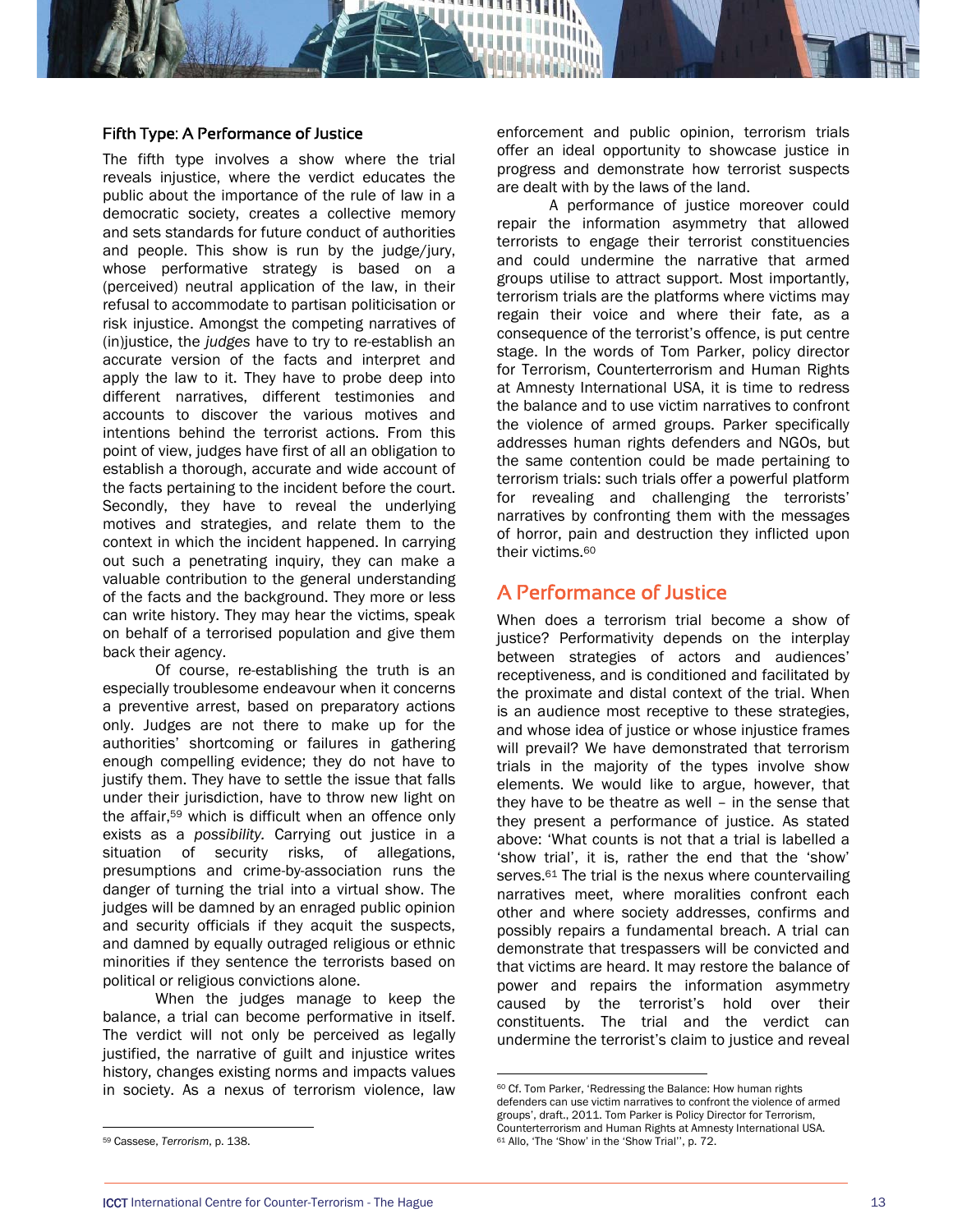### Fifth Type: A Performance of Justice

The fifth type involves a show where the trial reveals injustice, where the verdict educates the public about the importance of the rule of law in a democratic society, creates a collective memory and sets standards for future conduct of authorities and people. This show is run by the judge/jury, whose performative strategy is based on a (perceived) neutral application of the law, in their refusal to accommodate to partisan politicisation or risk injustice. Amongst the competing narratives of (in)justice, the *judges* have to try to re-establish an accurate version of the facts and interpret and apply the law to it. They have to probe deep into different narratives, different testimonies and accounts to discover the various motives and intentions behind the terrorist actions. From this point of view, judges have first of all an obligation to establish a thorough, accurate and wide account of the facts pertaining to the incident before the court. Secondly, they have to reveal the underlying motives and strategies, and relate them to the context in which the incident happened. In carrying out such a penetrating inquiry, they can make a valuable contribution to the general understanding of the facts and the background. They more or less can write history. They may hear the victims, speak on behalf of a terrorised population and give them back their agency.

Of course, re-establishing the truth is an especially troublesome endeavour when it concerns a preventive arrest, based on preparatory actions only. Judges are not there to make up for the authorities' shortcoming or failures in gathering enough compelling evidence; they do not have to justify them. They have to settle the issue that falls under their jurisdiction, have to throw new light on the affair,[59] which is difficult when an offence only exists as a *possibility.* Carrying out justice in a situation of security risks, of allegations, presumptions and crime-by-association runs the danger of turning the trial into a virtual show. The judges will be damned by an enraged public opinion and security officials if they acquit the suspects, and damned by equally outraged religious or ethnic minorities if they sentence the terrorists based on political or religious convictions alone.

When the judges manage to keep the balance, a trial can become performative in itself. The verdict will not only be perceived as legally justified, the narrative of guilt and injustice writes history, changes existing norms and impacts values in society. As a nexus of terrorism violence, law enforcement and public opinion, terrorism trials offer an ideal opportunity to showcase justice in progress and demonstrate how terrorist suspects are dealt with by the laws of the land.

A performance of justice moreover could repair the information asymmetry that allowed terrorists to engage their terrorist constituencies and could undermine the narrative that armed groups utilise to attract support. Most importantly, terrorism trials are the platforms where victims may regain their voice and where their fate, as a consequence of the terrorist's offence, is put centre stage. In the words of Tom Parker, policy director for Terrorism, Counterterrorism and Human Rights at Amnesty International USA, it is time to redress the balance and to use victim narratives to confront the violence of armed groups. Parker specifically addresses human rights defenders and NGOs, but the same contention could be made pertaining to terrorism trials: such trials offer a powerful platform for revealing and challenging the terrorists' narratives by confronting them with the messages of horror, pain and destruction they inflicted upon their victims.[60]

## A Performance of Justice

When does a terrorism trial become a show of justice? Performativity depends on the interplay between strategies of actors and audiences' receptiveness, and is conditioned and facilitated by the proximate and distal context of the trial. When is an audience most receptive to these strategies, and whose idea of justice or whose injustice frames will prevail? We have demonstrated that terrorism trials in the majority of the types involve show elements. We would like to argue, however, that they have to be theatre as well – in the sense that they present a performance of justice. As stated above: 'What counts is not that a trial is labelled a 'show trial', it is, rather the end that the 'show' serves.[61] The trial is the nexus where countervailing narratives meet, where moralities confront each other and where society addresses, confirms and possibly repairs a fundamental breach. A trial can demonstrate that trespassers will be convicted and that victims are heard. It may restore the balance of power and repairs the information asymmetry caused by the terrorist's hold over their constituents. The trial and the verdict can undermine the terrorist's claim to justice and reveal

---

[59] Cassese, *Terrorism*, p. 138.

[60] Cf. Tom Parker, 'Redressing the Balance: How human rights defenders can use victim narratives to confront the violence of armed groups', draft., 2011. Tom Parker is Policy Director for Terrorism, Counterterrorism and Human Rights at Amnesty International USA.

[61] Allo, 'The 'Show' in the 'Show Trial'', p. 72.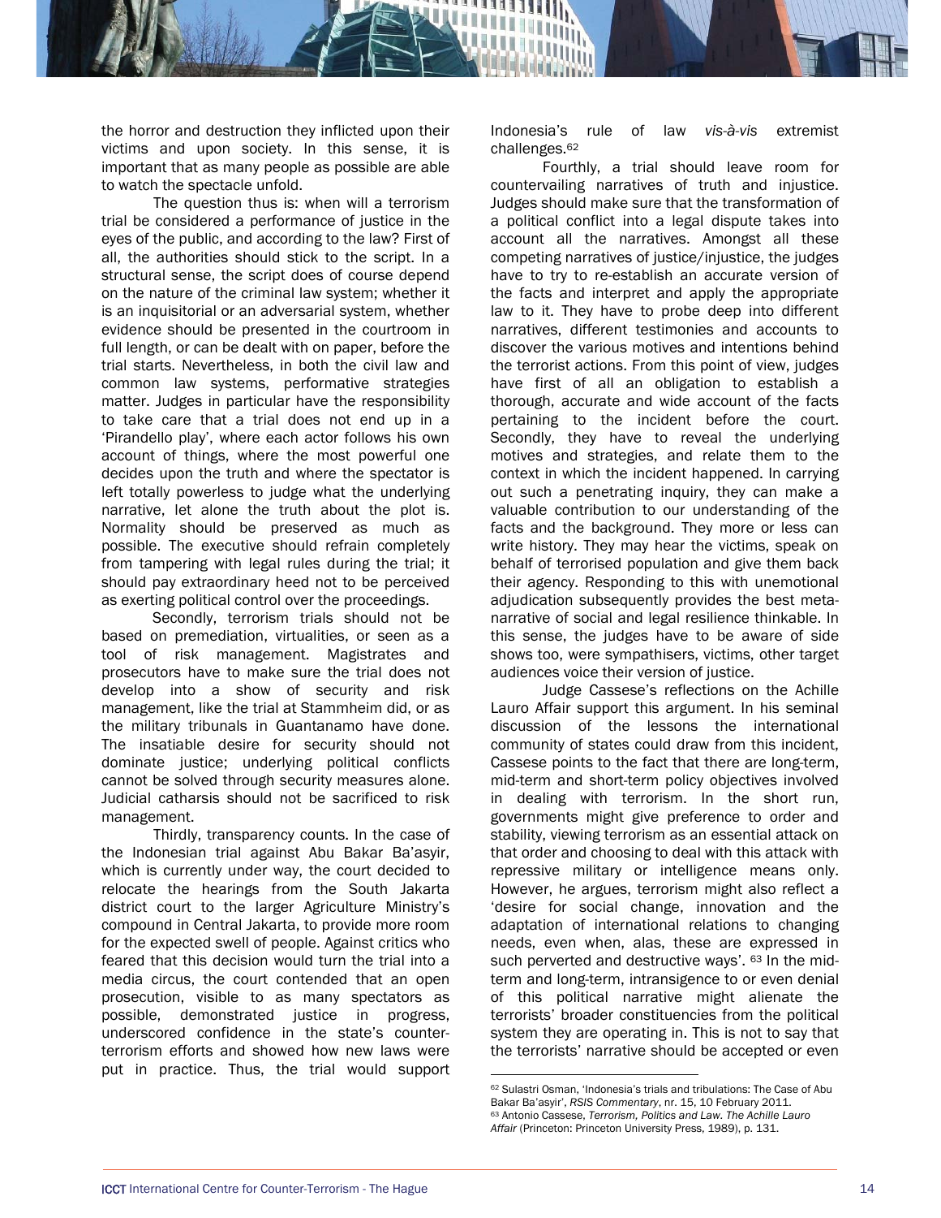the horror and destruction they inflicted upon their victims and upon society. In this sense, it is important that as many people as possible are able to watch the spectacle unfold.

The question thus is: when will a terrorism trial be considered a performance of justice in the eyes of the public, and according to the law? First of all, the authorities should stick to the script. In a structural sense, the script does of course depend on the nature of the criminal law system; whether it is an inquisitorial or an adversarial system, whether evidence should be presented in the courtroom in full length, or can be dealt with on paper, before the trial starts. Nevertheless, in both the civil law and common law systems, performative strategies matter. Judges in particular have the responsibility to take care that a trial does not end up in a 'Pirandello play', where each actor follows his own account of things, where the most powerful one decides upon the truth and where the spectator is left totally powerless to judge what the underlying narrative, let alone the truth about the plot is. Normality should be preserved as much as possible. The executive should refrain completely from tampering with legal rules during the trial; it should pay extraordinary heed not to be perceived as exerting political control over the proceedings.

Secondly, terrorism trials should not be based on premediation, virtualities, or seen as a tool of risk management. Magistrates and prosecutors have to make sure the trial does not develop into a show of security and risk management, like the trial at Stammheim did, or as the military tribunals in Guantanamo have done. The insatiable desire for security should not dominate justice; underlying political conflicts cannot be solved through security measures alone. Judicial catharsis should not be sacrificed to risk management.

Thirdly, transparency counts. In the case of the Indonesian trial against Abu Bakar Ba'asyir, which is currently under way, the court decided to relocate the hearings from the South Jakarta district court to the larger Agriculture Ministry's compound in Central Jakarta, to provide more room for the expected swell of people. Against critics who feared that this decision would turn the trial into a media circus, the court contended that an open prosecution, visible to as many spectators as possible, demonstrated justice in progress, underscored confidence in the state's counter-terrorism efforts and showed how new laws were put in practice. Thus, the trial would support Indonesia's rule of law *vis-à-vis* extremist challenges.[62]

Fourthly, a trial should leave room for countervailing narratives of truth and injustice. Judges should make sure that the transformation of a political conflict into a legal dispute takes into account all the narratives. Amongst all these competing narratives of justice/injustice, the judges have to try to re-establish an accurate version of the facts and interpret and apply the appropriate law to it. They have to probe deep into different narratives, different testimonies and accounts to discover the various motives and intentions behind the terrorist actions. From this point of view, judges have first of all an obligation to establish a thorough, accurate and wide account of the facts pertaining to the incident before the court. Secondly, they have to reveal the underlying motives and strategies, and relate them to the context in which the incident happened. In carrying out such a penetrating inquiry, they can make a valuable contribution to our understanding of the facts and the background. They more or less can write history. They may hear the victims, speak on behalf of terrorised population and give them back their agency. Responding to this with unemotional adjudication subsequently provides the best meta-narrative of social and legal resilience thinkable. In this sense, the judges have to be aware of side shows too, were sympathisers, victims, other target audiences voice their version of justice.

Judge Cassese's reflections on the Achille Lauro Affair support this argument. In his seminal discussion of the lessons the international community of states could draw from this incident, Cassese points to the fact that there are long-term, mid-term and short-term policy objectives involved in dealing with terrorism. In the short run, governments might give preference to order and stability, viewing terrorism as an essential attack on that order and choosing to deal with this attack with repressive military or intelligence means only. However, he argues, terrorism might also reflect a 'desire for social change, innovation and the adaptation of international relations to changing needs, even when, alas, these are expressed in such perverted and destructive ways'.[63] In the mid-term and long-term, intransigence to or even denial of this political narrative might alienate the terrorists' broader constituencies from the political system they are operating in. This is not to say that the terrorists' narrative should be accepted or even

---

[62] Sulastri Osman, 'Indonesia's trials and tribulations: The Case of Abu Bakar Ba'asyir', *RSIS Commentary*, nr. 15, 10 February 2011.

[63] Antonio Cassese, *Terrorism, Politics and Law. The Achille Lauro Affair* (Princeton: Princeton University Press, 1989), p. 131.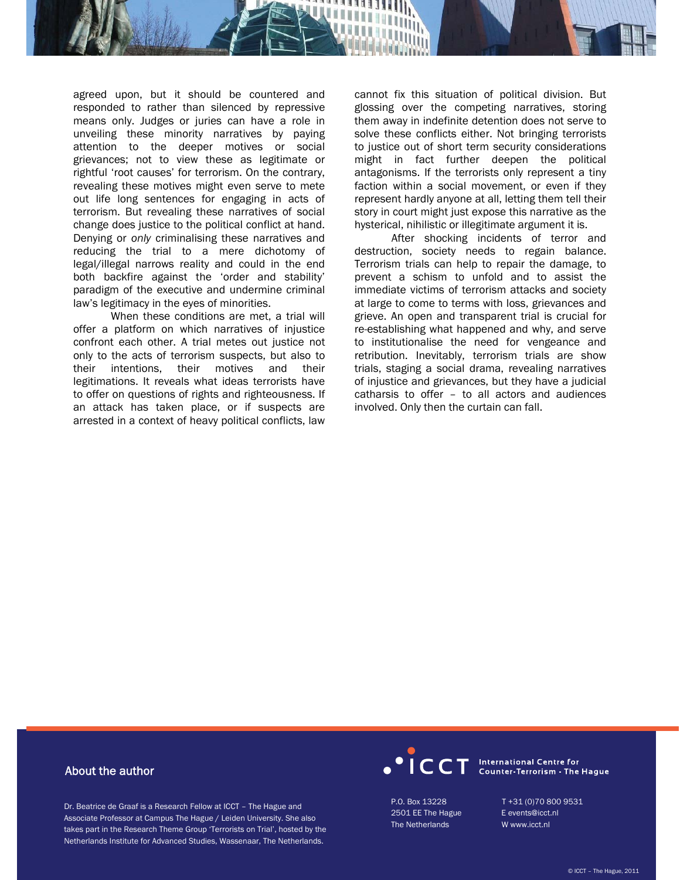agreed upon, but it should be countered and responded to rather than silenced by repressive means only. Judges or juries can have a role in unveiling these minority narratives by paying attention to the deeper motives or social grievances; not to view these as legitimate or rightful 'root causes' for terrorism. On the contrary, revealing these motives might even serve to mete out life long sentences for engaging in acts of terrorism. But revealing these narratives of social change does justice to the political conflict at hand. Denying or *only* criminalising these narratives and reducing the trial to a mere dichotomy of legal/illegal narrows reality and could in the end both backfire against the 'order and stability' paradigm of the executive and undermine criminal law's legitimacy in the eyes of minorities.

When these conditions are met, a trial will offer a platform on which narratives of injustice confront each other. A trial metes out justice not only to the acts of terrorism suspects, but also to their intentions, their motives and their legitimations. It reveals what ideas terrorists have to offer on questions of rights and righteousness. If an attack has taken place, or if suspects are arrested in a context of heavy political conflicts, law cannot fix this situation of political division. But glossing over the competing narratives, storing them away in indefinite detention does not serve to solve these conflicts either. Not bringing terrorists to justice out of short term security considerations might in fact further deepen the political antagonisms. If the terrorists only represent a tiny faction within a social movement, or even if they represent hardly anyone at all, letting them tell their story in court might just expose this narrative as the hysterical, nihilistic or illegitimate argument it is.

After shocking incidents of terror and destruction, society needs to regain balance. Terrorism trials can help to repair the damage, to prevent a schism to unfold and to assist the immediate victims of terrorism attacks and society at large to come to terms with loss, grievances and grieve. An open and transparent trial is crucial for re-establishing what happened and why, and serve to institutionalise the need for vengeance and retribution. Inevitably, terrorism trials are show trials, staging a social drama, revealing narratives of injustice and grievances, but they have a judicial catharsis to offer – to all actors and audiences involved. Only then the curtain can fall.

## About the author

Dr. Beatrice de Graaf is a Research Fellow at ICCT – The Hague and Associate Professor at Campus The Hague / Leiden University. She also takes part in the Research Theme Group 'Terrorists on Trial', hosted by the Netherlands Institute for Advanced Studies, Wassenaar, The Netherlands.

ICCT International Centre for Counter-Terrorism - The Hague

P.O. Box 13228
2501 EE The Hague
The Netherlands

T +31 (0)70 800 9531
E events@icct.nl
W www.icct.nl

© ICCT – The Hague, 2011